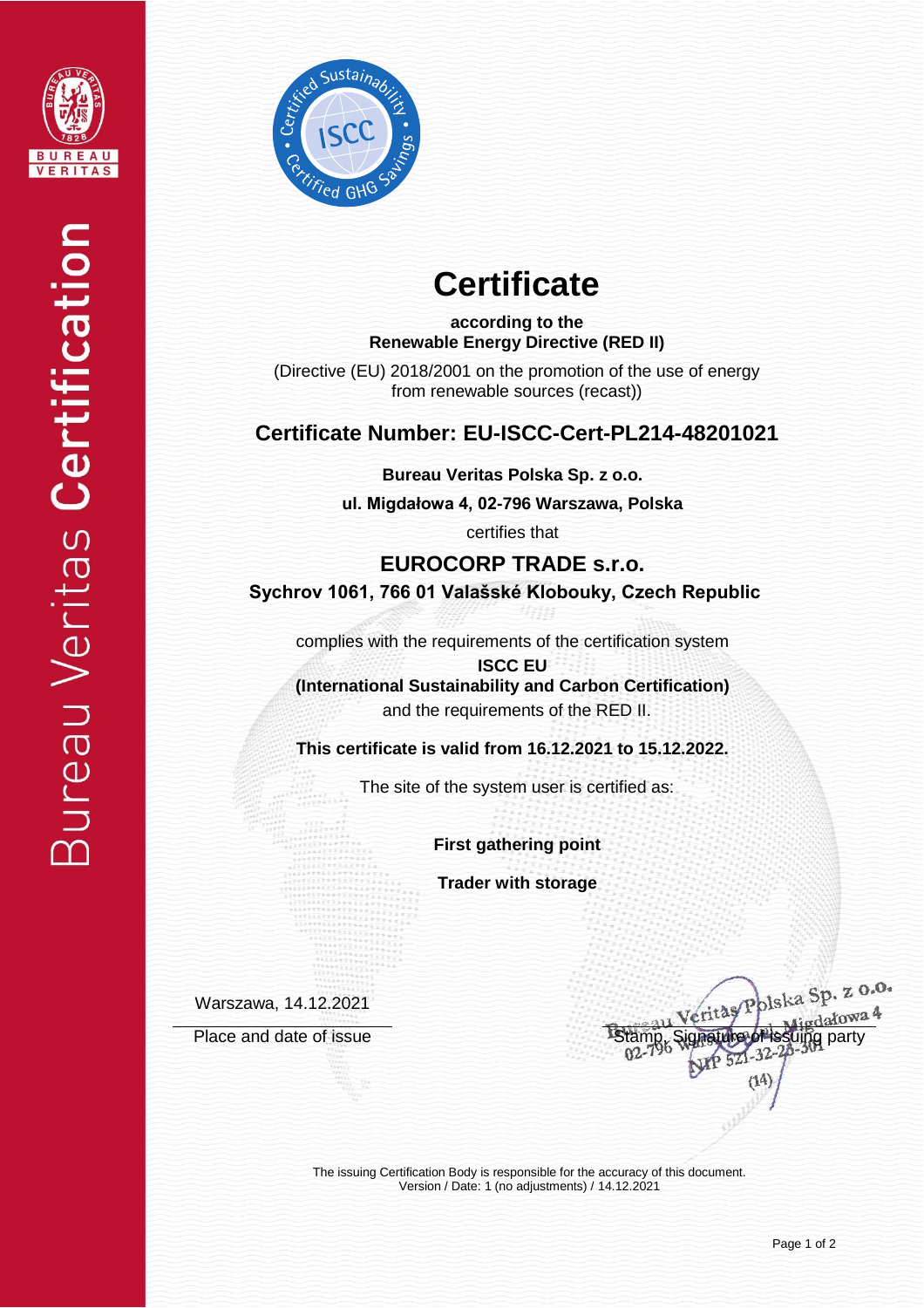# Certificate

**according to the**
**Renewable Energy Directive (RED II)**

(Directive (EU) 2018/2001 on the promotion of the use of energy from renewable sources (recast))

## Certificate Number: EU-ISCC-Cert-PL214-48201021

**Bureau Veritas Polska Sp. z o.o.**

**ul. Migdałowa 4, 02-796 Warszawa, Polska**

certifies that

## EUROCORP TRADE s.r.o.

**Sychrov 1061, 766 01 Valašské Klobouky, Czech Republic**

complies with the requirements of the certification system

**ISCC EU**
**(International Sustainability and Carbon Certification)**

and the requirements of the RED II.

**This certificate is valid from 16.12.2021 to 15.12.2022.**

The site of the system user is certified as:

**First gathering point**

**Trader with storage**

Warszawa, 14.12.2021

Place and date of issue

Stamp, Signature of issuing party

Bureau Veritas Polska Sp. z o.o.
ul. Migdałowa 4
02-796 Warszawa
NIP 521-32-28-301
(14)

The issuing Certification Body is responsible for the accuracy of this document.
Version / Date: 1 (no adjustments) / 14.12.2021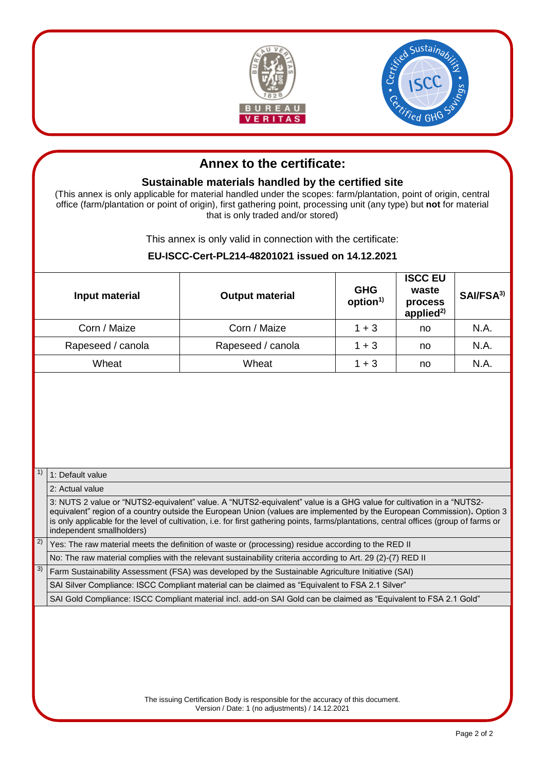# Annex to the certificate:

## Sustainable materials handled by the certified site

(This annex is only applicable for material handled under the scopes: farm/plantation, point of origin, central office (farm/plantation or point of origin), first gathering point, processing unit (any type) but **not** for material that is only traded and/or stored)

This annex is only valid in connection with the certificate:

**EU-ISCC-Cert-PL214-48201021 issued on 14.12.2021**

| Input material | Output material | GHG option[1)] | ISCC EU waste process applied[2)] | SAI/FSA[3)] |
|---|---|---|---|---|
| Corn / Maize | Corn / Maize | 1 + 3 | no | N.A. |
| Rapeseed / canola | Rapeseed / canola | 1 + 3 | no | N.A. |
| Wheat | Wheat | 1 + 3 | no | N.A. |

| | |
|---|---|
| 1) | 1: Default value |
| | 2: Actual value |
| | 3: NUTS 2 value or "NUTS2-equivalent" value. A "NUTS2-equivalent" value is a GHG value for cultivation in a "NUTS2-equivalent" region of a country outside the European Union (values are implemented by the European Commission). Option 3 is only applicable for the level of cultivation, i.e. for first gathering points, farms/plantations, central offices (group of farms or independent smallholders) |
| 2) | Yes: The raw material meets the definition of waste or (processing) residue according to the RED II |
| | No: The raw material complies with the relevant sustainability criteria according to Art. 29 (2)-(7) RED II |
| 3) | Farm Sustainability Assessment (FSA) was developed by the Sustainable Agriculture Initiative (SAI) |
| | SAI Silver Compliance: ISCC Compliant material can be claimed as "Equivalent to FSA 2.1 Silver" |
| | SAI Gold Compliance: ISCC Compliant material incl. add-on SAI Gold can be claimed as "Equivalent to FSA 2.1 Gold" |

The issuing Certification Body is responsible for the accuracy of this document.
Version / Date: 1 (no adjustments) / 14.12.2021